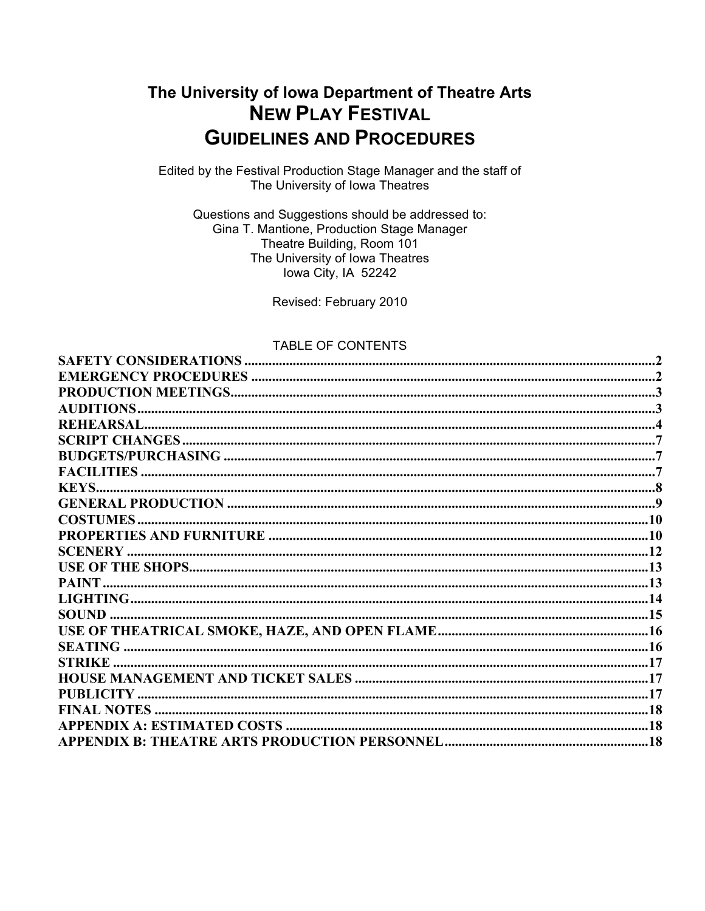# The University of Iowa Department of Theatre Arts

# NEW PLAY FESTIVAL

# GUIDELINES AND PROCEDURES

Edited by the Festival Production Stage Manager and the staff of
The University of Iowa Theatres

Questions and Suggestions should be addressed to:
Gina T. Mantione, Production Stage Manager
Theatre Building, Room 101
The University of Iowa Theatres
Iowa City, IA 52242

Revised: February 2010

## TABLE OF CONTENTS

| Section | Page |
| --- | --- |
| SAFETY CONSIDERATIONS | 2 |
| EMERGENCY PROCEDURES | 2 |
| PRODUCTION MEETINGS | 3 |
| AUDITIONS | 3 |
| REHEARSAL | 4 |
| SCRIPT CHANGES | 7 |
| BUDGETS/PURCHASING | 7 |
| FACILITIES | 7 |
| KEYS | 8 |
| GENERAL PRODUCTION | 9 |
| COSTUMES | 10 |
| PROPERTIES AND FURNITURE | 10 |
| SCENERY | 12 |
| USE OF THE SHOPS | 13 |
| PAINT | 13 |
| LIGHTING | 14 |
| SOUND | 15 |
| USE OF THEATRICAL SMOKE, HAZE, AND OPEN FLAME | 16 |
| SEATING | 16 |
| STRIKE | 17 |
| HOUSE MANAGEMENT AND TICKET SALES | 17 |
| PUBLICITY | 17 |
| FINAL NOTES | 18 |
| APPENDIX A: ESTIMATED COSTS | 18 |
| APPENDIX B: THEATRE ARTS PRODUCTION PERSONNEL | 18 |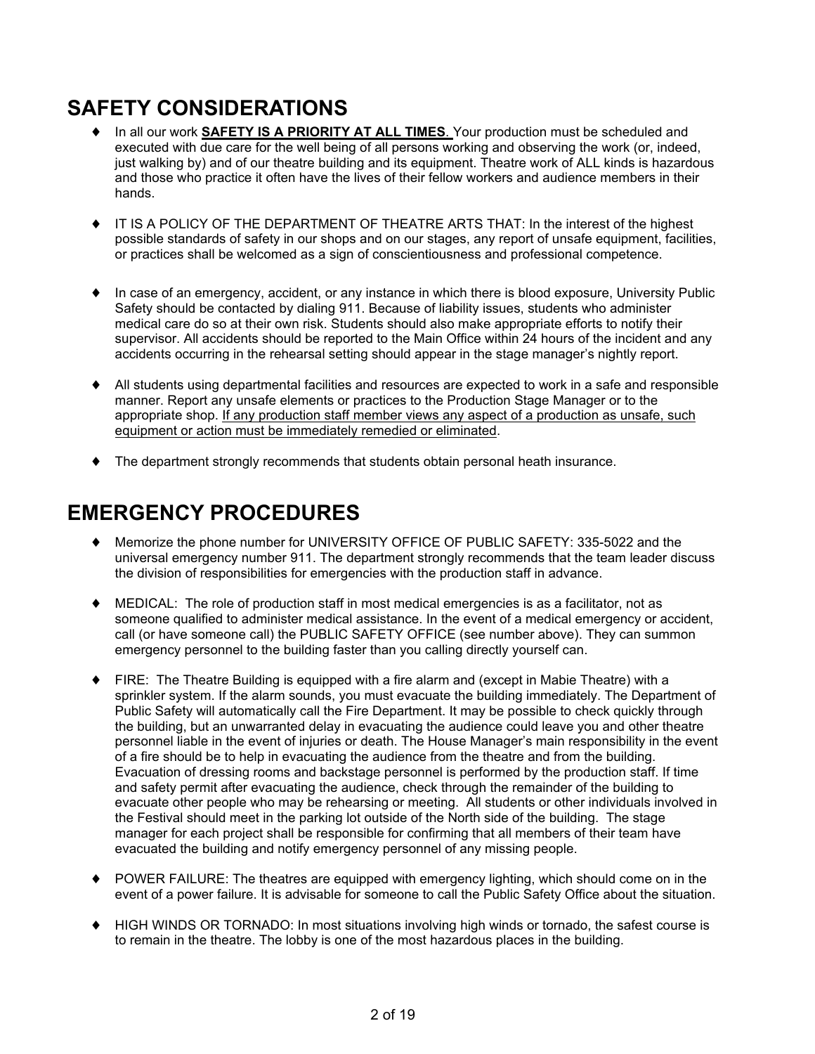# SAFETY CONSIDERATIONS

- In all our work **SAFETY IS A PRIORITY AT ALL TIMES**. Your production must be scheduled and executed with due care for the well being of all persons working and observing the work (or, indeed, just walking by) and of our theatre building and its equipment. Theatre work of ALL kinds is hazardous and those who practice it often have the lives of their fellow workers and audience members in their hands.

- IT IS A POLICY OF THE DEPARTMENT OF THEATRE ARTS THAT: In the interest of the highest possible standards of safety in our shops and on our stages, any report of unsafe equipment, facilities, or practices shall be welcomed as a sign of conscientiousness and professional competence.

- In case of an emergency, accident, or any instance in which there is blood exposure, University Public Safety should be contacted by dialing 911. Because of liability issues, students who administer medical care do so at their own risk. Students should also make appropriate efforts to notify their supervisor. All accidents should be reported to the Main Office within 24 hours of the incident and any accidents occurring in the rehearsal setting should appear in the stage manager's nightly report.

- All students using departmental facilities and resources are expected to work in a safe and responsible manner. Report any unsafe elements or practices to the Production Stage Manager or to the appropriate shop. If any production staff member views any aspect of a production as unsafe, such equipment or action must be immediately remedied or eliminated.

- The department strongly recommends that students obtain personal heath insurance.

# EMERGENCY PROCEDURES

- Memorize the phone number for UNIVERSITY OFFICE OF PUBLIC SAFETY: 335-5022 and the universal emergency number 911. The department strongly recommends that the team leader discuss the division of responsibilities for emergencies with the production staff in advance.

- MEDICAL: The role of production staff in most medical emergencies is as a facilitator, not as someone qualified to administer medical assistance. In the event of a medical emergency or accident, call (or have someone call) the PUBLIC SAFETY OFFICE (see number above). They can summon emergency personnel to the building faster than you calling directly yourself can.

- FIRE: The Theatre Building is equipped with a fire alarm and (except in Mabie Theatre) with a sprinkler system. If the alarm sounds, you must evacuate the building immediately. The Department of Public Safety will automatically call the Fire Department. It may be possible to check quickly through the building, but an unwarranted delay in evacuating the audience could leave you and other theatre personnel liable in the event of injuries or death. The House Manager's main responsibility in the event of a fire should be to help in evacuating the audience from the theatre and from the building. Evacuation of dressing rooms and backstage personnel is performed by the production staff. If time and safety permit after evacuating the audience, check through the remainder of the building to evacuate other people who may be rehearsing or meeting. All students or other individuals involved in the Festival should meet in the parking lot outside of the North side of the building. The stage manager for each project shall be responsible for confirming that all members of their team have evacuated the building and notify emergency personnel of any missing people.

- POWER FAILURE: The theatres are equipped with emergency lighting, which should come on in the event of a power failure. It is advisable for someone to call the Public Safety Office about the situation.

- HIGH WINDS OR TORNADO: In most situations involving high winds or tornado, the safest course is to remain in the theatre. The lobby is one of the most hazardous places in the building.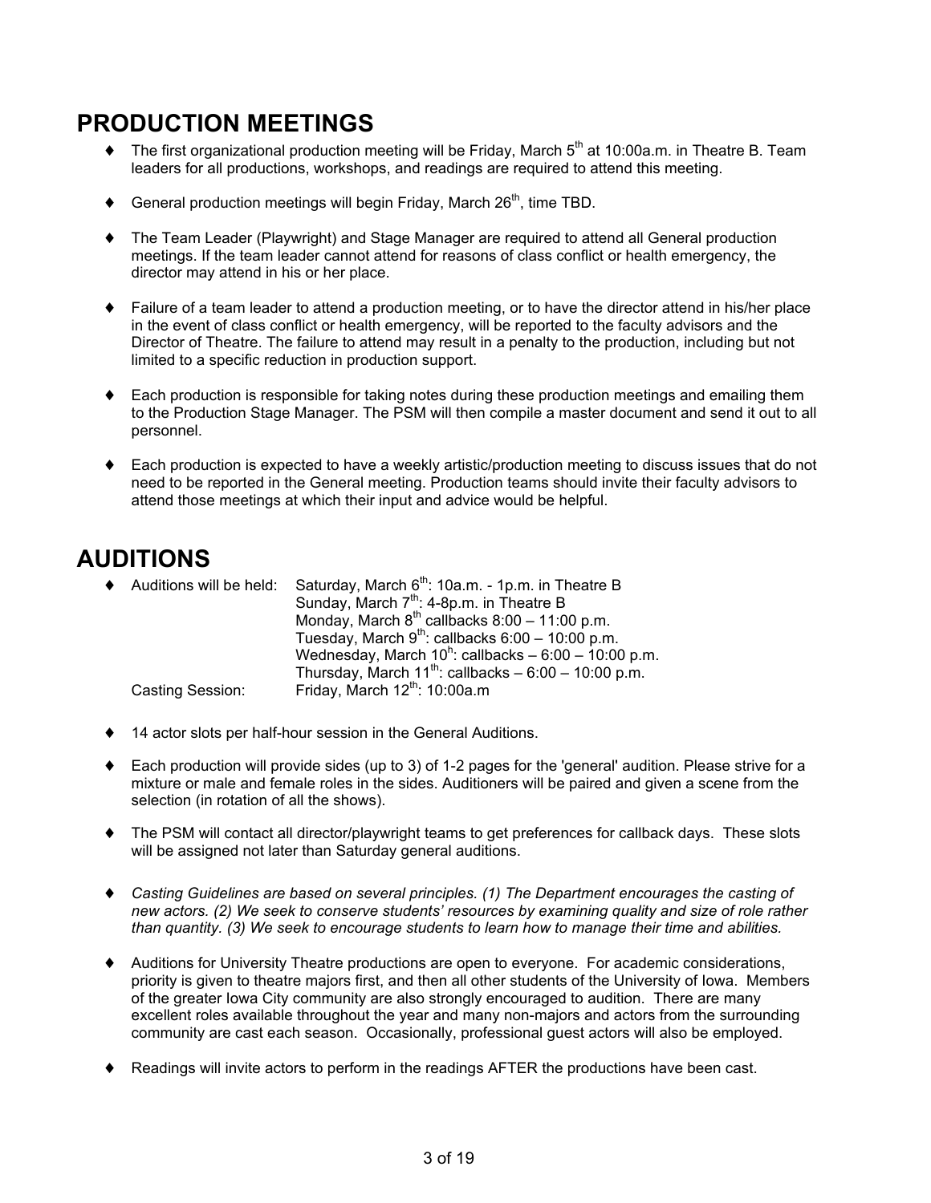## PRODUCTION MEETINGS

- The first organizational production meeting will be Friday, March 5th at 10:00a.m. in Theatre B. Team leaders for all productions, workshops, and readings are required to attend this meeting.
- General production meetings will begin Friday, March 26th, time TBD.
- The Team Leader (Playwright) and Stage Manager are required to attend all General production meetings. If the team leader cannot attend for reasons of class conflict or health emergency, the director may attend in his or her place.
- Failure of a team leader to attend a production meeting, or to have the director attend in his/her place in the event of class conflict or health emergency, will be reported to the faculty advisors and the Director of Theatre. The failure to attend may result in a penalty to the production, including but not limited to a specific reduction in production support.
- Each production is responsible for taking notes during these production meetings and emailing them to the Production Stage Manager. The PSM will then compile a master document and send it out to all personnel.
- Each production is expected to have a weekly artistic/production meeting to discuss issues that do not need to be reported in the General meeting. Production teams should invite their faculty advisors to attend those meetings at which their input and advice would be helpful.

## AUDITIONS

- Auditions will be held:
  - Saturday, March 6th: 10a.m. - 1p.m. in Theatre B
  - Sunday, March 7th: 4-8p.m. in Theatre B
  - Monday, March 8th callbacks 8:00 – 11:00 p.m.
  - Tuesday, March 9th: callbacks 6:00 – 10:00 p.m.
  - Wednesday, March 10h: callbacks – 6:00 – 10:00 p.m.
  - Thursday, March 11th: callbacks – 6:00 – 10:00 p.m.

  Casting Session: Friday, March 12th: 10:00a.m

- 14 actor slots per half-hour session in the General Auditions.
- Each production will provide sides (up to 3) of 1-2 pages for the 'general' audition. Please strive for a mixture or male and female roles in the sides. Auditioners will be paired and given a scene from the selection (in rotation of all the shows).
- The PSM will contact all director/playwright teams to get preferences for callback days. These slots will be assigned not later than Saturday general auditions.
- *Casting Guidelines are based on several principles. (1) The Department encourages the casting of new actors. (2) We seek to conserve students' resources by examining quality and size of role rather than quantity. (3) We seek to encourage students to learn how to manage their time and abilities.*
- Auditions for University Theatre productions are open to everyone. For academic considerations, priority is given to theatre majors first, and then all other students of the University of Iowa. Members of the greater Iowa City community are also strongly encouraged to audition. There are many excellent roles available throughout the year and many non-majors and actors from the surrounding community are cast each season. Occasionally, professional guest actors will also be employed.
- Readings will invite actors to perform in the readings AFTER the productions have been cast.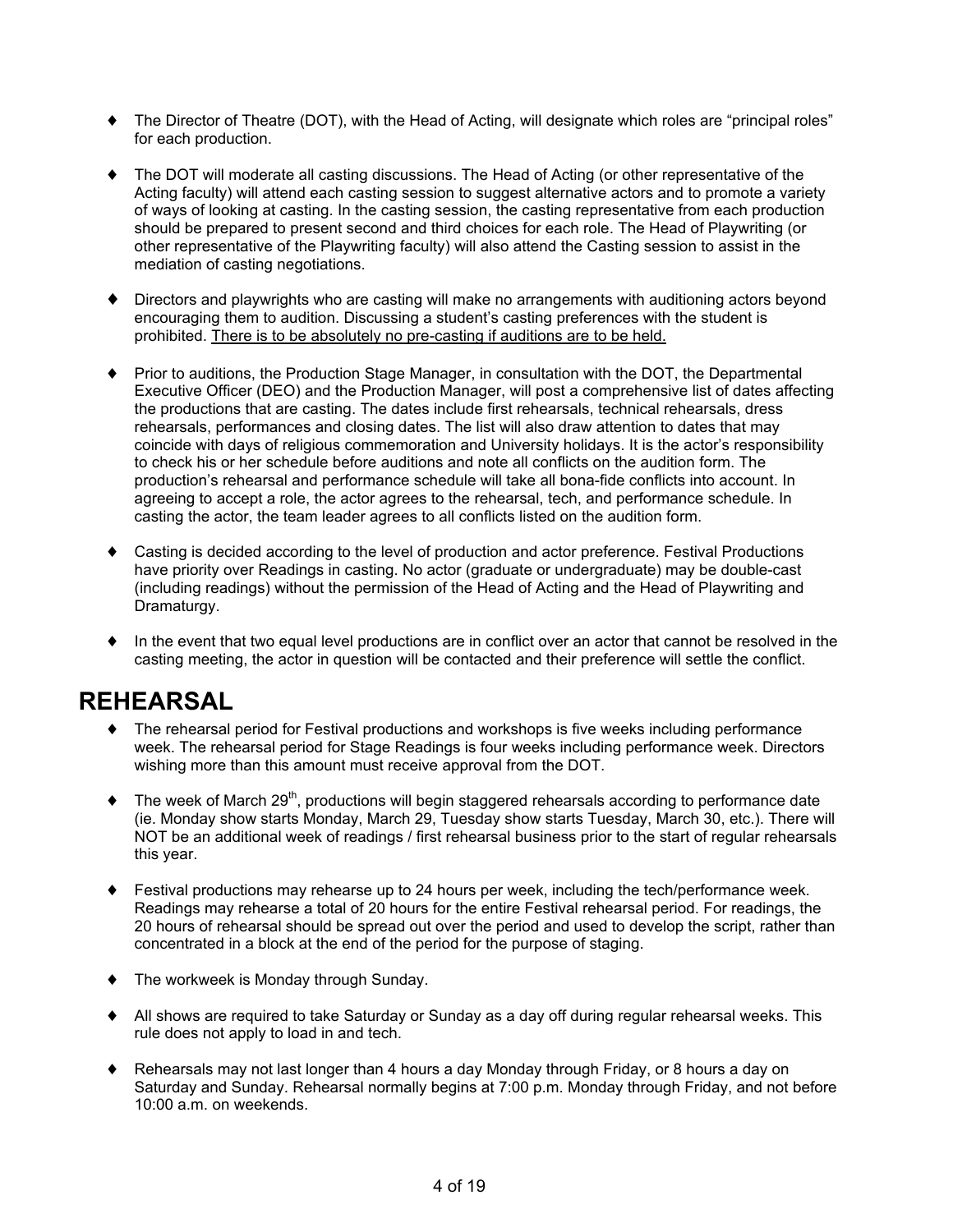- The Director of Theatre (DOT), with the Head of Acting, will designate which roles are "principal roles" for each production.

- The DOT will moderate all casting discussions. The Head of Acting (or other representative of the Acting faculty) will attend each casting session to suggest alternative actors and to promote a variety of ways of looking at casting. In the casting session, the casting representative from each production should be prepared to present second and third choices for each role. The Head of Playwriting (or other representative of the Playwriting faculty) will also attend the Casting session to assist in the mediation of casting negotiations.

- Directors and playwrights who are casting will make no arrangements with auditioning actors beyond encouraging them to audition. Discussing a student's casting preferences with the student is prohibited. <u>There is to be absolutely no pre-casting if auditions are to be held.</u>

- Prior to auditions, the Production Stage Manager, in consultation with the DOT, the Departmental Executive Officer (DEO) and the Production Manager, will post a comprehensive list of dates affecting the productions that are casting. The dates include first rehearsals, technical rehearsals, dress rehearsals, performances and closing dates. The list will also draw attention to dates that may coincide with days of religious commemoration and University holidays. It is the actor's responsibility to check his or her schedule before auditions and note all conflicts on the audition form. The production's rehearsal and performance schedule will take all bona-fide conflicts into account. In agreeing to accept a role, the actor agrees to the rehearsal, tech, and performance schedule. In casting the actor, the team leader agrees to all conflicts listed on the audition form.

- Casting is decided according to the level of production and actor preference. Festival Productions have priority over Readings in casting. No actor (graduate or undergraduate) may be double-cast (including readings) without the permission of the Head of Acting and the Head of Playwriting and Dramaturgy.

- In the event that two equal level productions are in conflict over an actor that cannot be resolved in the casting meeting, the actor in question will be contacted and their preference will settle the conflict.

## REHEARSAL

- The rehearsal period for Festival productions and workshops is five weeks including performance week. The rehearsal period for Stage Readings is four weeks including performance week. Directors wishing more than this amount must receive approval from the DOT.

- The week of March 29th, productions will begin staggered rehearsals according to performance date (ie. Monday show starts Monday, March 29, Tuesday show starts Tuesday, March 30, etc.). There will NOT be an additional week of readings / first rehearsal business prior to the start of regular rehearsals this year.

- Festival productions may rehearse up to 24 hours per week, including the tech/performance week. Readings may rehearse a total of 20 hours for the entire Festival rehearsal period. For readings, the 20 hours of rehearsal should be spread out over the period and used to develop the script, rather than concentrated in a block at the end of the period for the purpose of staging.

- The workweek is Monday through Sunday.

- All shows are required to take Saturday or Sunday as a day off during regular rehearsal weeks. This rule does not apply to load in and tech.

- Rehearsals may not last longer than 4 hours a day Monday through Friday, or 8 hours a day on Saturday and Sunday. Rehearsal normally begins at 7:00 p.m. Monday through Friday, and not before 10:00 a.m. on weekends.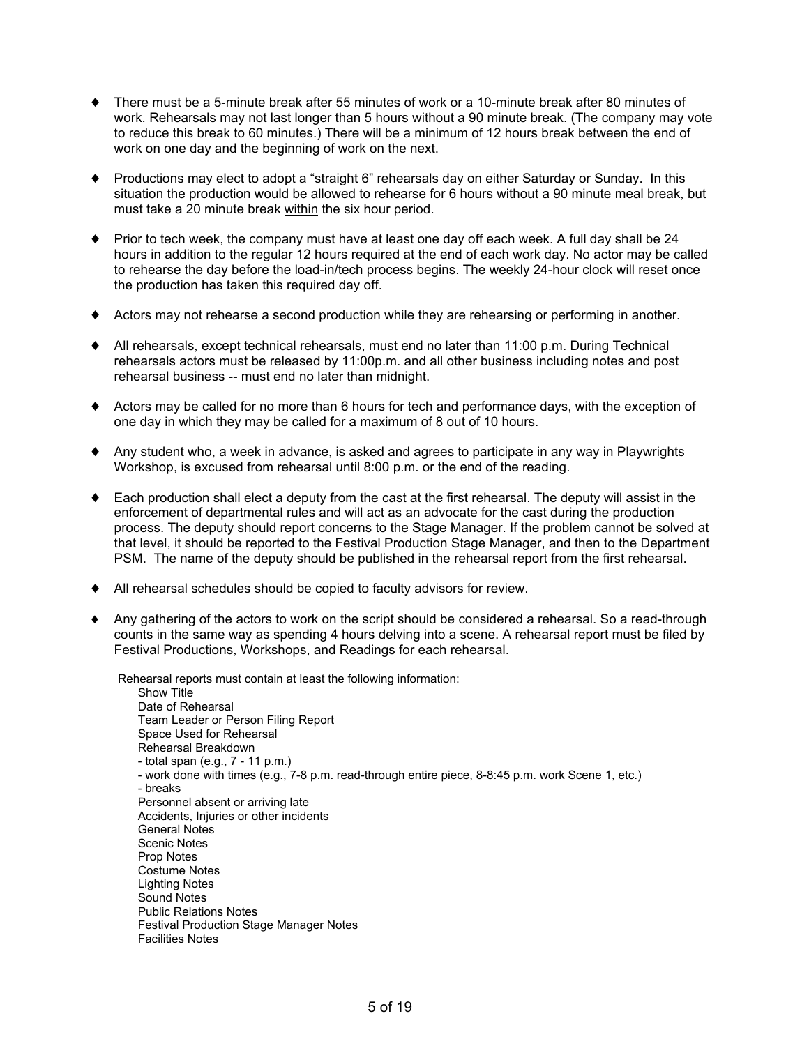- There must be a 5-minute break after 55 minutes of work or a 10-minute break after 80 minutes of work. Rehearsals may not last longer than 5 hours without a 90 minute break. (The company may vote to reduce this break to 60 minutes.) There will be a minimum of 12 hours break between the end of work on one day and the beginning of work on the next.

- Productions may elect to adopt a "straight 6" rehearsals day on either Saturday or Sunday. In this situation the production would be allowed to rehearse for 6 hours without a 90 minute meal break, but must take a 20 minute break <u>within</u> the six hour period.

- Prior to tech week, the company must have at least one day off each week. A full day shall be 24 hours in addition to the regular 12 hours required at the end of each work day. No actor may be called to rehearse the day before the load-in/tech process begins. The weekly 24-hour clock will reset once the production has taken this required day off.

- Actors may not rehearse a second production while they are rehearsing or performing in another.

- All rehearsals, except technical rehearsals, must end no later than 11:00 p.m. During Technical rehearsals actors must be released by 11:00p.m. and all other business including notes and post rehearsal business -- must end no later than midnight.

- Actors may be called for no more than 6 hours for tech and performance days, with the exception of one day in which they may be called for a maximum of 8 out of 10 hours.

- Any student who, a week in advance, is asked and agrees to participate in any way in Playwrights Workshop, is excused from rehearsal until 8:00 p.m. or the end of the reading.

- Each production shall elect a deputy from the cast at the first rehearsal. The deputy will assist in the enforcement of departmental rules and will act as an advocate for the cast during the production process. The deputy should report concerns to the Stage Manager. If the problem cannot be solved at that level, it should be reported to the Festival Production Stage Manager, and then to the Department PSM. The name of the deputy should be published in the rehearsal report from the first rehearsal.

- All rehearsal schedules should be copied to faculty advisors for review.

- Any gathering of the actors to work on the script should be considered a rehearsal. So a read-through counts in the same way as spending 4 hours delving into a scene. A rehearsal report must be filed by Festival Productions, Workshops, and Readings for each rehearsal.

Rehearsal reports must contain at least the following information:

Show Title
Date of Rehearsal
Team Leader or Person Filing Report
Space Used for Rehearsal
Rehearsal Breakdown
- total span (e.g., 7 - 11 p.m.)
- work done with times (e.g., 7-8 p.m. read-through entire piece, 8-8:45 p.m. work Scene 1, etc.)
- breaks
Personnel absent or arriving late
Accidents, Injuries or other incidents
General Notes
Scenic Notes
Prop Notes
Costume Notes
Lighting Notes
Sound Notes
Public Relations Notes
Festival Production Stage Manager Notes
Facilities Notes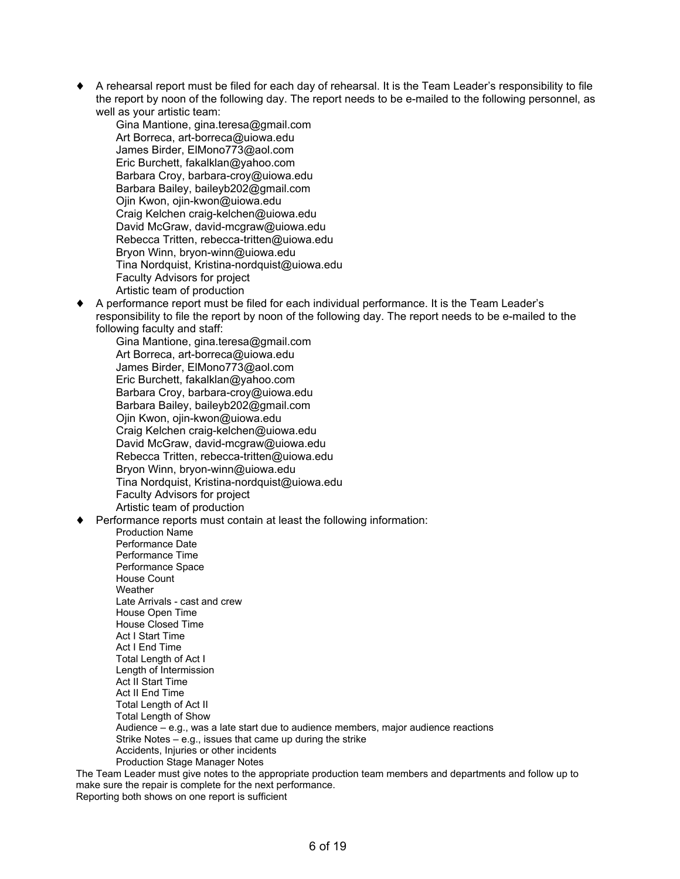- A rehearsal report must be filed for each day of rehearsal. It is the Team Leader's responsibility to file the report by noon of the following day. The report needs to be e-mailed to the following personnel, as well as your artistic team:

  Gina Mantione, gina.teresa@gmail.com
  Art Borreca, art-borreca@uiowa.edu
  James Birder, ElMono773@aol.com
  Eric Burchett, fakalklan@yahoo.com
  Barbara Croy, barbara-croy@uiowa.edu
  Barbara Bailey, baileyb202@gmail.com
  Ojin Kwon, ojin-kwon@uiowa.edu
  Craig Kelchen craig-kelchen@uiowa.edu
  David McGraw, david-mcgraw@uiowa.edu
  Rebecca Tritten, rebecca-tritten@uiowa.edu
  Bryon Winn, bryon-winn@uiowa.edu
  Tina Nordquist, Kristina-nordquist@uiowa.edu
  Faculty Advisors for project
  Artistic team of production

- A performance report must be filed for each individual performance. It is the Team Leader's responsibility to file the report by noon of the following day. The report needs to be e-mailed to the following faculty and staff:

  Gina Mantione, gina.teresa@gmail.com
  Art Borreca, art-borreca@uiowa.edu
  James Birder, ElMono773@aol.com
  Eric Burchett, fakalklan@yahoo.com
  Barbara Croy, barbara-croy@uiowa.edu
  Barbara Bailey, baileyb202@gmail.com
  Ojin Kwon, ojin-kwon@uiowa.edu
  Craig Kelchen craig-kelchen@uiowa.edu
  David McGraw, david-mcgraw@uiowa.edu
  Rebecca Tritten, rebecca-tritten@uiowa.edu
  Bryon Winn, bryon-winn@uiowa.edu
  Tina Nordquist, Kristina-nordquist@uiowa.edu
  Faculty Advisors for project
  Artistic team of production

- Performance reports must contain at least the following information:

  Production Name
  Performance Date
  Performance Time
  Performance Space
  House Count
  Weather
  Late Arrivals - cast and crew
  House Open Time
  House Closed Time
  Act I Start Time
  Act I End Time
  Total Length of Act I
  Length of Intermission
  Act II Start Time
  Act II End Time
  Total Length of Act II
  Total Length of Show
  Audience – e.g., was a late start due to audience members, major audience reactions
  Strike Notes – e.g., issues that came up during the strike
  Accidents, Injuries or other incidents
  Production Stage Manager Notes

The Team Leader must give notes to the appropriate production team members and departments and follow up to make sure the repair is complete for the next performance.
Reporting both shows on one report is sufficient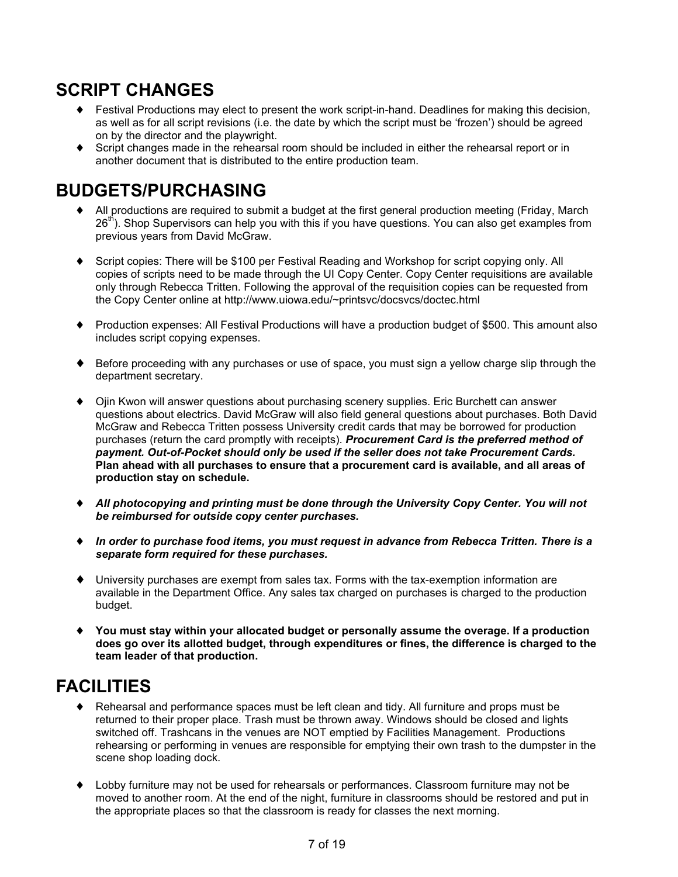## SCRIPT CHANGES

- Festival Productions may elect to present the work script-in-hand. Deadlines for making this decision, as well as for all script revisions (i.e. the date by which the script must be 'frozen') should be agreed on by the director and the playwright.
- Script changes made in the rehearsal room should be included in either the rehearsal report or in another document that is distributed to the entire production team.

## BUDGETS/PURCHASING

- All productions are required to submit a budget at the first general production meeting (Friday, March 26th). Shop Supervisors can help you with this if you have questions. You can also get examples from previous years from David McGraw.
- Script copies: There will be $100 per Festival Reading and Workshop for script copying only. All copies of scripts need to be made through the UI Copy Center. Copy Center requisitions are available only through Rebecca Tritten. Following the approval of the requisition copies can be requested from the Copy Center online at http://www.uiowa.edu/~printsvc/docsvcs/doctec.html
- Production expenses: All Festival Productions will have a production budget of $500. This amount also includes script copying expenses.
- Before proceeding with any purchases or use of space, you must sign a yellow charge slip through the department secretary.
- Ojin Kwon will answer questions about purchasing scenery supplies. Eric Burchett can answer questions about electrics. David McGraw will also field general questions about purchases. Both David McGraw and Rebecca Tritten possess University credit cards that may be borrowed for production purchases (return the card promptly with receipts). ***Procurement Card is the preferred method of payment. Out-of-Pocket should only be used if the seller does not take Procurement Cards.*** **Plan ahead with all purchases to ensure that a procurement card is available, and all areas of production stay on schedule.**
- ***All photocopying and printing must be done through the University Copy Center. You will not be reimbursed for outside copy center purchases.***
- ***In order to purchase food items, you must request in advance from Rebecca Tritten. There is a separate form required for these purchases.***
- University purchases are exempt from sales tax. Forms with the tax-exemption information are available in the Department Office. Any sales tax charged on purchases is charged to the production budget.
- **You must stay within your allocated budget or personally assume the overage. If a production does go over its allotted budget, through expenditures or fines, the difference is charged to the team leader of that production.**

## FACILITIES

- Rehearsal and performance spaces must be left clean and tidy. All furniture and props must be returned to their proper place. Trash must be thrown away. Windows should be closed and lights switched off. Trashcans in the venues are NOT emptied by Facilities Management. Productions rehearsing or performing in venues are responsible for emptying their own trash to the dumpster in the scene shop loading dock.
- Lobby furniture may not be used for rehearsals or performances. Classroom furniture may not be moved to another room. At the end of the night, furniture in classrooms should be restored and put in the appropriate places so that the classroom is ready for classes the next morning.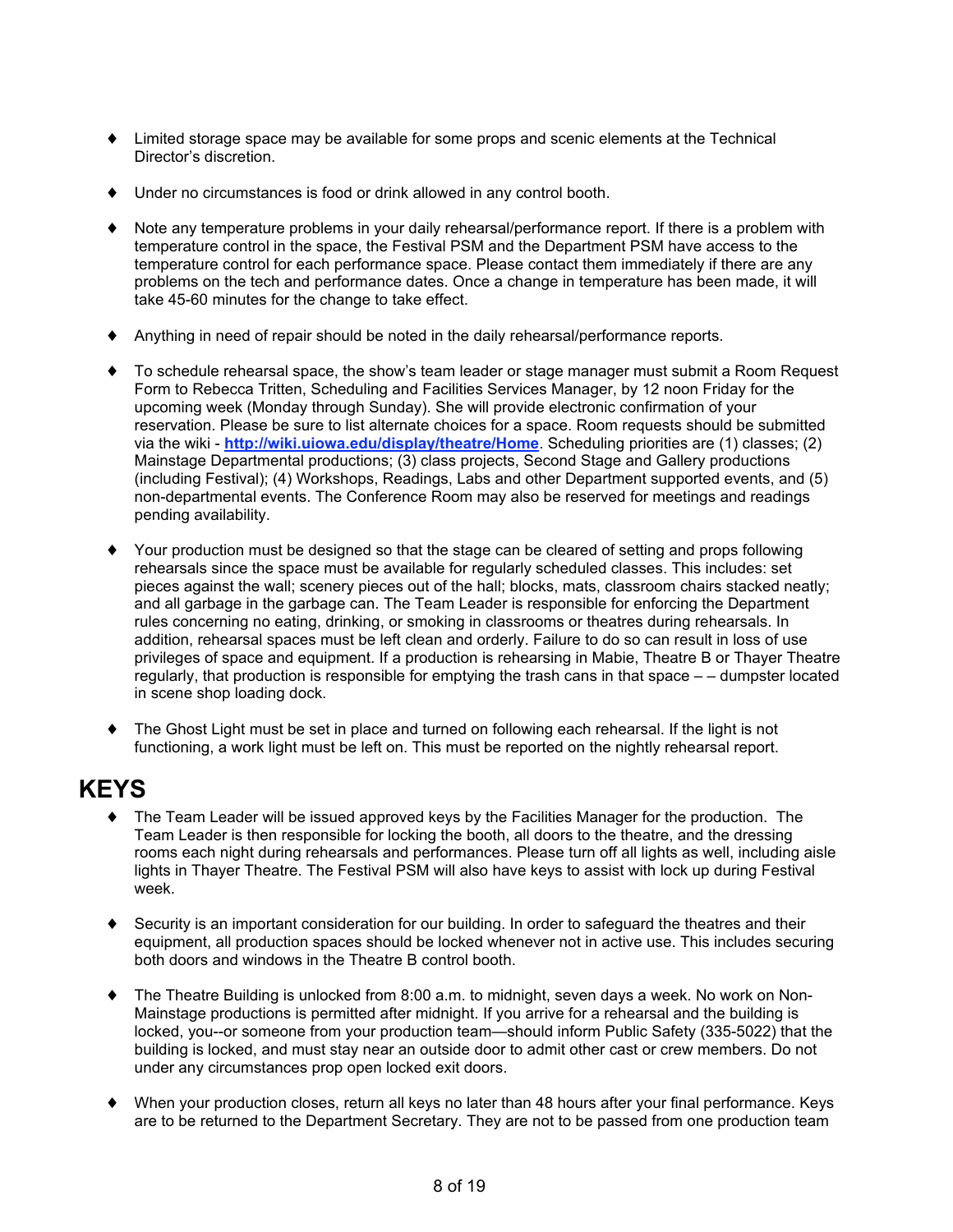- Limited storage space may be available for some props and scenic elements at the Technical Director's discretion.

- Under no circumstances is food or drink allowed in any control booth.

- Note any temperature problems in your daily rehearsal/performance report. If there is a problem with temperature control in the space, the Festival PSM and the Department PSM have access to the temperature control for each performance space. Please contact them immediately if there are any problems on the tech and performance dates. Once a change in temperature has been made, it will take 45-60 minutes for the change to take effect.

- Anything in need of repair should be noted in the daily rehearsal/performance reports.

- To schedule rehearsal space, the show's team leader or stage manager must submit a Room Request Form to Rebecca Tritten, Scheduling and Facilities Services Manager, by 12 noon Friday for the upcoming week (Monday through Sunday). She will provide electronic confirmation of your reservation. Please be sure to list alternate choices for a space. Room requests should be submitted via the wiki - **http://wiki.uiowa.edu/display/theatre/Home**. Scheduling priorities are (1) classes; (2) Mainstage Departmental productions; (3) class projects, Second Stage and Gallery productions (including Festival); (4) Workshops, Readings, Labs and other Department supported events, and (5) non-departmental events. The Conference Room may also be reserved for meetings and readings pending availability.

- Your production must be designed so that the stage can be cleared of setting and props following rehearsals since the space must be available for regularly scheduled classes. This includes: set pieces against the wall; scenery pieces out of the hall; blocks, mats, classroom chairs stacked neatly; and all garbage in the garbage can. The Team Leader is responsible for enforcing the Department rules concerning no eating, drinking, or smoking in classrooms or theatres during rehearsals. In addition, rehearsal spaces must be left clean and orderly. Failure to do so can result in loss of use privileges of space and equipment. If a production is rehearsing in Mabie, Theatre B or Thayer Theatre regularly, that production is responsible for emptying the trash cans in that space – – dumpster located in scene shop loading dock.

- The Ghost Light must be set in place and turned on following each rehearsal. If the light is not functioning, a work light must be left on. This must be reported on the nightly rehearsal report.

# KEYS

- The Team Leader will be issued approved keys by the Facilities Manager for the production. The Team Leader is then responsible for locking the booth, all doors to the theatre, and the dressing rooms each night during rehearsals and performances. Please turn off all lights as well, including aisle lights in Thayer Theatre. The Festival PSM will also have keys to assist with lock up during Festival week.

- Security is an important consideration for our building. In order to safeguard the theatres and their equipment, all production spaces should be locked whenever not in active use. This includes securing both doors and windows in the Theatre B control booth.

- The Theatre Building is unlocked from 8:00 a.m. to midnight, seven days a week. No work on Non-Mainstage productions is permitted after midnight. If you arrive for a rehearsal and the building is locked, you--or someone from your production team—should inform Public Safety (335-5022) that the building is locked, and must stay near an outside door to admit other cast or crew members. Do not under any circumstances prop open locked exit doors.

- When your production closes, return all keys no later than 48 hours after your final performance. Keys are to be returned to the Department Secretary. They are not to be passed from one production team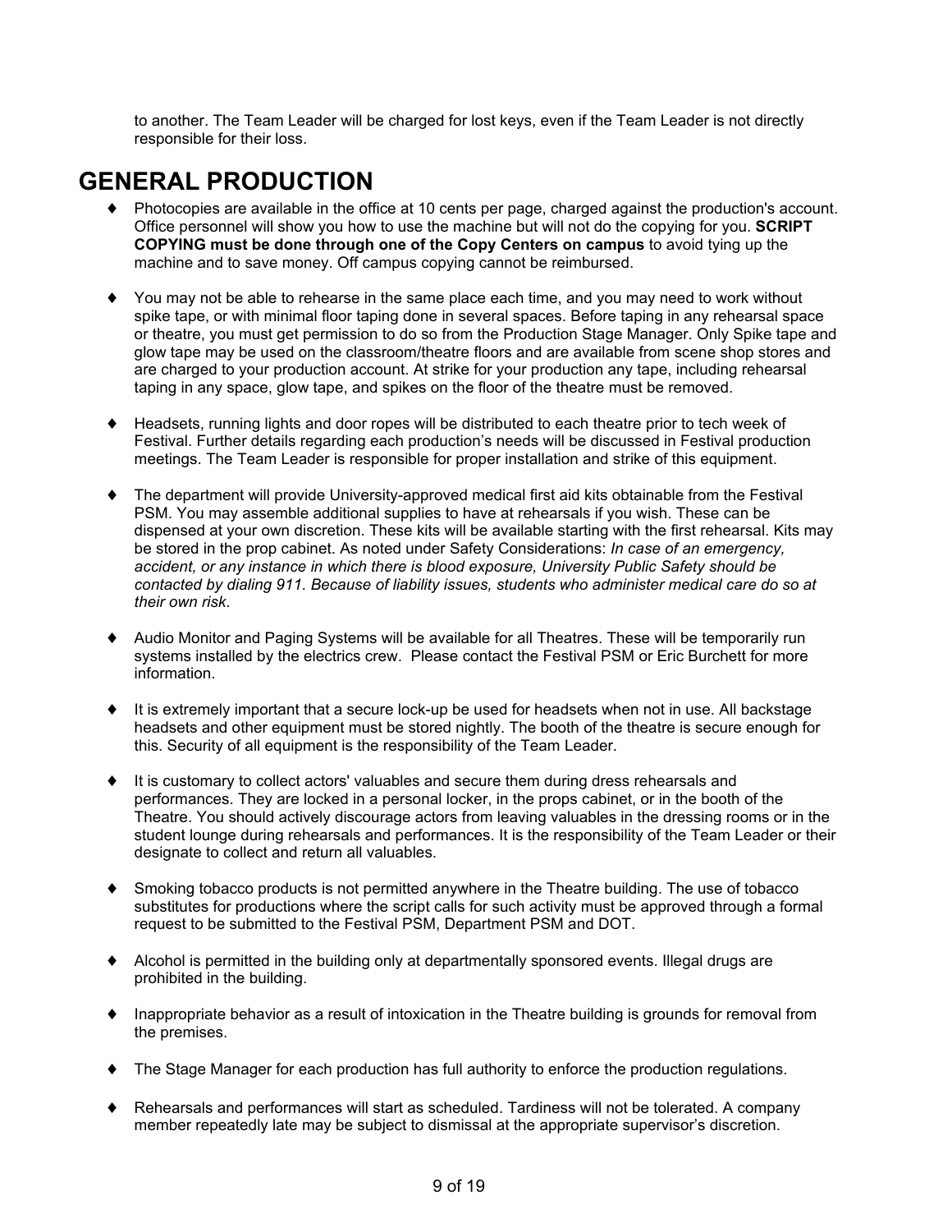to another. The Team Leader will be charged for lost keys, even if the Team Leader is not directly responsible for their loss.

# GENERAL PRODUCTION

- Photocopies are available in the office at 10 cents per page, charged against the production's account. Office personnel will show you how to use the machine but will not do the copying for you. **SCRIPT COPYING must be done through one of the Copy Centers on campus** to avoid tying up the machine and to save money. Off campus copying cannot be reimbursed.

- You may not be able to rehearse in the same place each time, and you may need to work without spike tape, or with minimal floor taping done in several spaces. Before taping in any rehearsal space or theatre, you must get permission to do so from the Production Stage Manager. Only Spike tape and glow tape may be used on the classroom/theatre floors and are available from scene shop stores and are charged to your production account. At strike for your production any tape, including rehearsal taping in any space, glow tape, and spikes on the floor of the theatre must be removed.

- Headsets, running lights and door ropes will be distributed to each theatre prior to tech week of Festival. Further details regarding each production's needs will be discussed in Festival production meetings. The Team Leader is responsible for proper installation and strike of this equipment.

- The department will provide University-approved medical first aid kits obtainable from the Festival PSM. You may assemble additional supplies to have at rehearsals if you wish. These can be dispensed at your own discretion. These kits will be available starting with the first rehearsal. Kits may be stored in the prop cabinet. As noted under Safety Considerations: *In case of an emergency, accident, or any instance in which there is blood exposure, University Public Safety should be contacted by dialing 911. Because of liability issues, students who administer medical care do so at their own risk*.

- Audio Monitor and Paging Systems will be available for all Theatres. These will be temporarily run systems installed by the electrics crew. Please contact the Festival PSM or Eric Burchett for more information.

- It is extremely important that a secure lock-up be used for headsets when not in use. All backstage headsets and other equipment must be stored nightly. The booth of the theatre is secure enough for this. Security of all equipment is the responsibility of the Team Leader.

- It is customary to collect actors' valuables and secure them during dress rehearsals and performances. They are locked in a personal locker, in the props cabinet, or in the booth of the Theatre. You should actively discourage actors from leaving valuables in the dressing rooms or in the student lounge during rehearsals and performances. It is the responsibility of the Team Leader or their designate to collect and return all valuables.

- Smoking tobacco products is not permitted anywhere in the Theatre building. The use of tobacco substitutes for productions where the script calls for such activity must be approved through a formal request to be submitted to the Festival PSM, Department PSM and DOT.

- Alcohol is permitted in the building only at departmentally sponsored events. Illegal drugs are prohibited in the building.

- Inappropriate behavior as a result of intoxication in the Theatre building is grounds for removal from the premises.

- The Stage Manager for each production has full authority to enforce the production regulations.

- Rehearsals and performances will start as scheduled. Tardiness will not be tolerated. A company member repeatedly late may be subject to dismissal at the appropriate supervisor's discretion.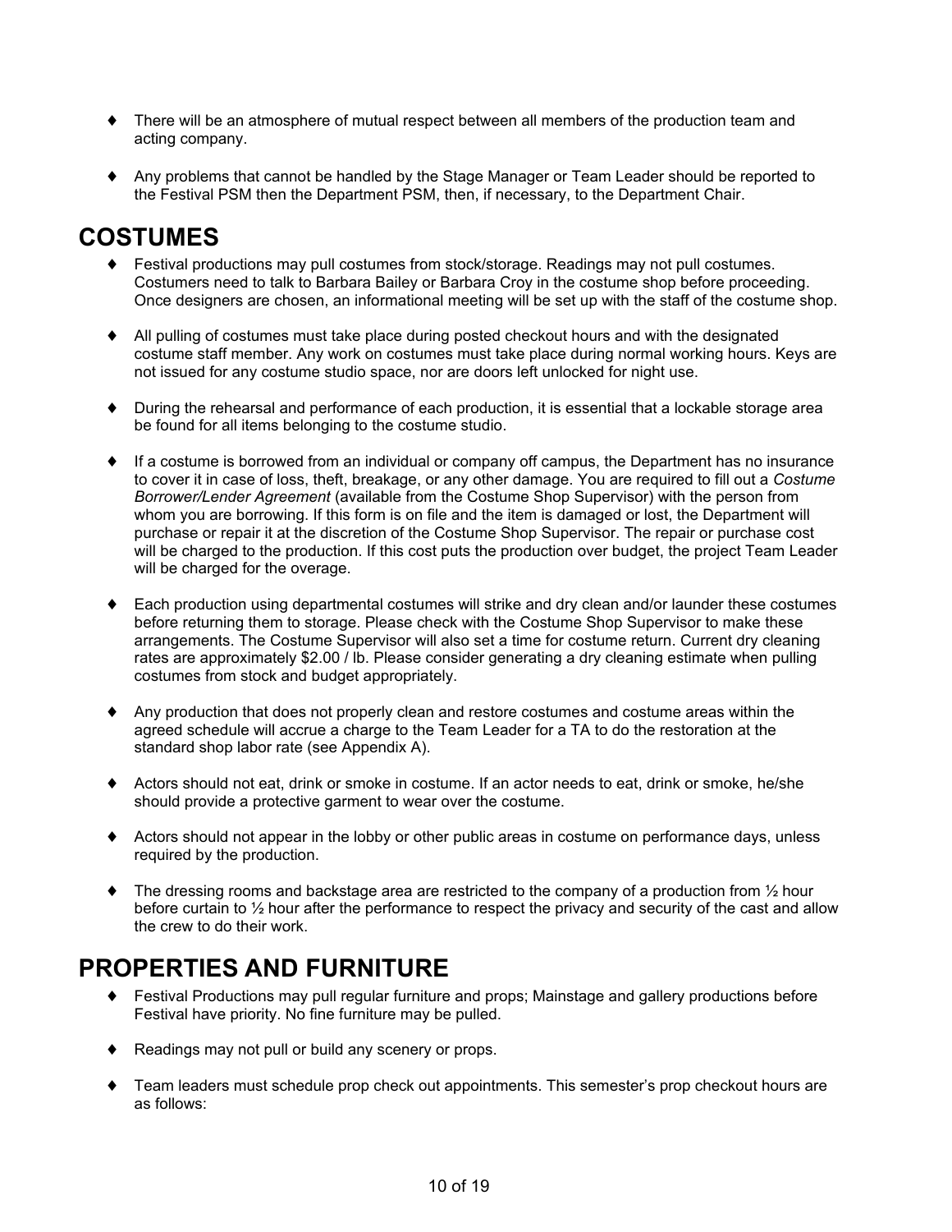- There will be an atmosphere of mutual respect between all members of the production team and acting company.

- Any problems that cannot be handled by the Stage Manager or Team Leader should be reported to the Festival PSM then the Department PSM, then, if necessary, to the Department Chair.

## COSTUMES

- Festival productions may pull costumes from stock/storage. Readings may not pull costumes. Costumers need to talk to Barbara Bailey or Barbara Croy in the costume shop before proceeding. Once designers are chosen, an informational meeting will be set up with the staff of the costume shop.

- All pulling of costumes must take place during posted checkout hours and with the designated costume staff member. Any work on costumes must take place during normal working hours. Keys are not issued for any costume studio space, nor are doors left unlocked for night use.

- During the rehearsal and performance of each production, it is essential that a lockable storage area be found for all items belonging to the costume studio.

- If a costume is borrowed from an individual or company off campus, the Department has no insurance to cover it in case of loss, theft, breakage, or any other damage. You are required to fill out a *Costume Borrower/Lender Agreement* (available from the Costume Shop Supervisor) with the person from whom you are borrowing. If this form is on file and the item is damaged or lost, the Department will purchase or repair it at the discretion of the Costume Shop Supervisor. The repair or purchase cost will be charged to the production. If this cost puts the production over budget, the project Team Leader will be charged for the overage.

- Each production using departmental costumes will strike and dry clean and/or launder these costumes before returning them to storage. Please check with the Costume Shop Supervisor to make these arrangements. The Costume Supervisor will also set a time for costume return. Current dry cleaning rates are approximately $2.00 / lb. Please consider generating a dry cleaning estimate when pulling costumes from stock and budget appropriately.

- Any production that does not properly clean and restore costumes and costume areas within the agreed schedule will accrue a charge to the Team Leader for a TA to do the restoration at the standard shop labor rate (see Appendix A).

- Actors should not eat, drink or smoke in costume. If an actor needs to eat, drink or smoke, he/she should provide a protective garment to wear over the costume.

- Actors should not appear in the lobby or other public areas in costume on performance days, unless required by the production.

- The dressing rooms and backstage area are restricted to the company of a production from ½ hour before curtain to ½ hour after the performance to respect the privacy and security of the cast and allow the crew to do their work.

## PROPERTIES AND FURNITURE

- Festival Productions may pull regular furniture and props; Mainstage and gallery productions before Festival have priority. No fine furniture may be pulled.

- Readings may not pull or build any scenery or props.

- Team leaders must schedule prop check out appointments. This semester's prop checkout hours are as follows: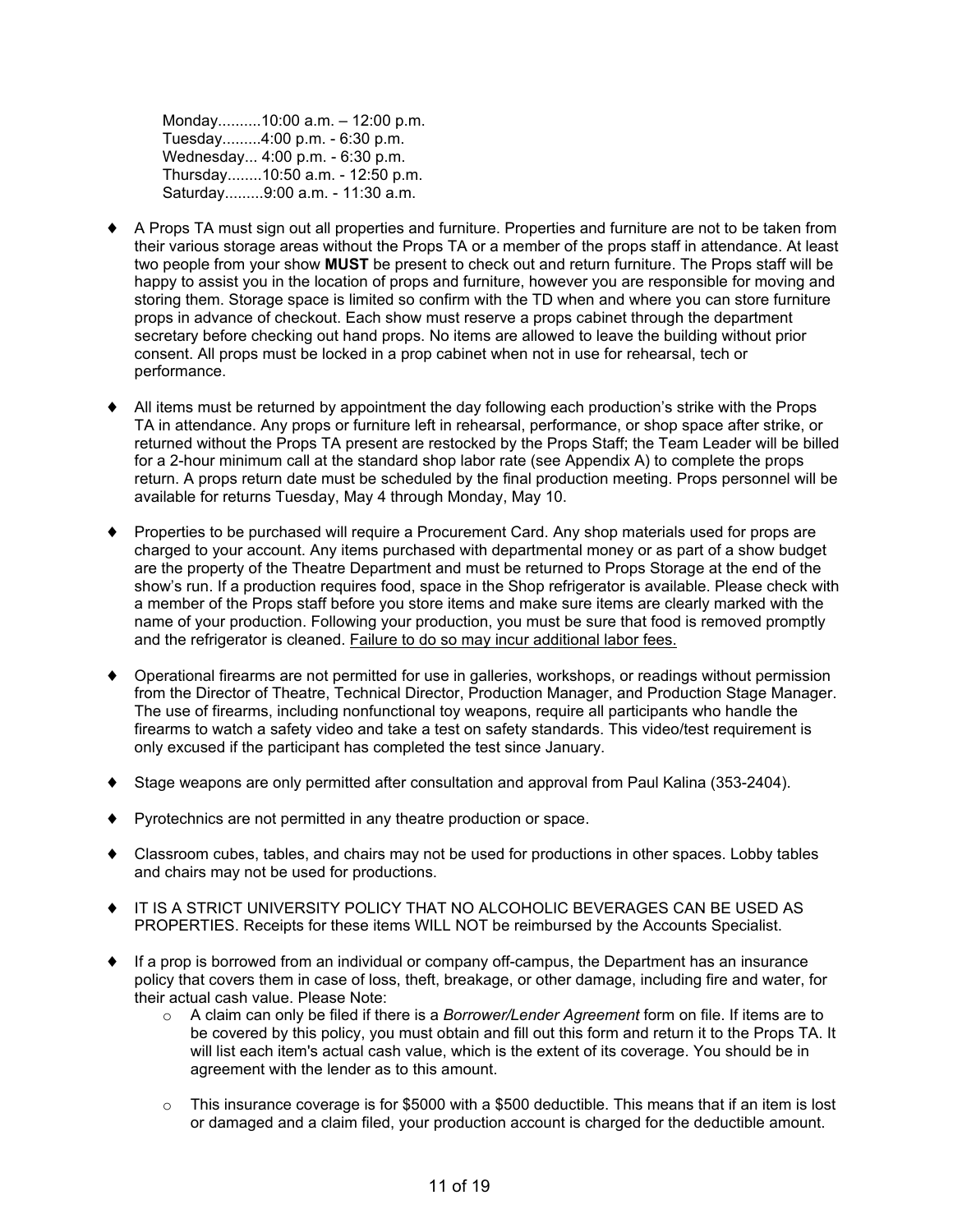Monday..........10:00 a.m. – 12:00 p.m.
Tuesday.........4:00 p.m. - 6:30 p.m.
Wednesday... 4:00 p.m. - 6:30 p.m.
Thursday........10:50 a.m. - 12:50 p.m.
Saturday.........9:00 a.m. - 11:30 a.m.

- A Props TA must sign out all properties and furniture. Properties and furniture are not to be taken from their various storage areas without the Props TA or a member of the props staff in attendance. At least two people from your show **MUST** be present to check out and return furniture. The Props staff will be happy to assist you in the location of props and furniture, however you are responsible for moving and storing them. Storage space is limited so confirm with the TD when and where you can store furniture props in advance of checkout. Each show must reserve a props cabinet through the department secretary before checking out hand props. No items are allowed to leave the building without prior consent. All props must be locked in a prop cabinet when not in use for rehearsal, tech or performance.

- All items must be returned by appointment the day following each production's strike with the Props TA in attendance. Any props or furniture left in rehearsal, performance, or shop space after strike, or returned without the Props TA present are restocked by the Props Staff; the Team Leader will be billed for a 2-hour minimum call at the standard shop labor rate (see Appendix A) to complete the props return. A props return date must be scheduled by the final production meeting. Props personnel will be available for returns Tuesday, May 4 through Monday, May 10.

- Properties to be purchased will require a Procurement Card. Any shop materials used for props are charged to your account. Any items purchased with departmental money or as part of a show budget are the property of the Theatre Department and must be returned to Props Storage at the end of the show's run. If a production requires food, space in the Shop refrigerator is available. Please check with a member of the Props staff before you store items and make sure items are clearly marked with the name of your production. Following your production, you must be sure that food is removed promptly and the refrigerator is cleaned. Failure to do so may incur additional labor fees.

- Operational firearms are not permitted for use in galleries, workshops, or readings without permission from the Director of Theatre, Technical Director, Production Manager, and Production Stage Manager. The use of firearms, including nonfunctional toy weapons, require all participants who handle the firearms to watch a safety video and take a test on safety standards. This video/test requirement is only excused if the participant has completed the test since January.

- Stage weapons are only permitted after consultation and approval from Paul Kalina (353-2404).

- Pyrotechnics are not permitted in any theatre production or space.

- Classroom cubes, tables, and chairs may not be used for productions in other spaces. Lobby tables and chairs may not be used for productions.

- IT IS A STRICT UNIVERSITY POLICY THAT NO ALCOHOLIC BEVERAGES CAN BE USED AS PROPERTIES. Receipts for these items WILL NOT be reimbursed by the Accounts Specialist.

- If a prop is borrowed from an individual or company off-campus, the Department has an insurance policy that covers them in case of loss, theft, breakage, or other damage, including fire and water, for their actual cash value. Please Note:
  - A claim can only be filed if there is a *Borrower/Lender Agreement* form on file. If items are to be covered by this policy, you must obtain and fill out this form and return it to the Props TA. It will list each item's actual cash value, which is the extent of its coverage. You should be in agreement with the lender as to this amount.
  - This insurance coverage is for $5000 with a $500 deductible. This means that if an item is lost or damaged and a claim filed, your production account is charged for the deductible amount.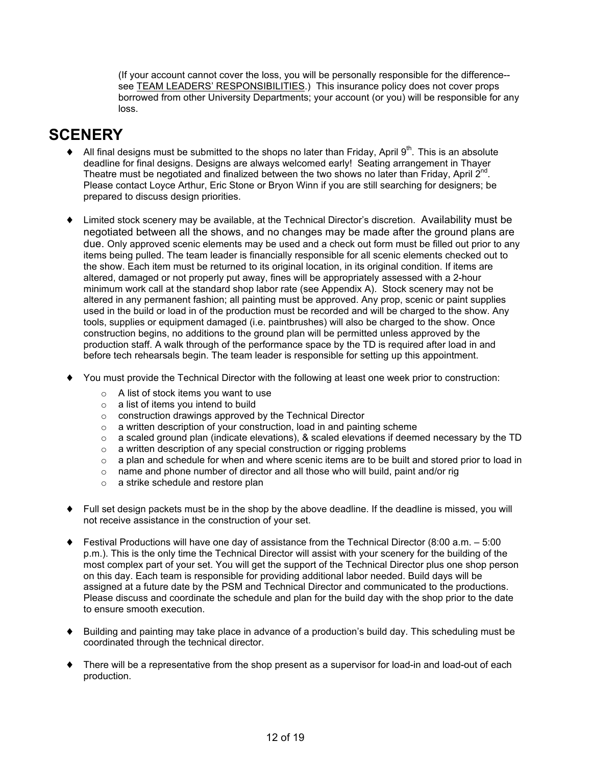(If your account cannot cover the loss, you will be personally responsible for the difference--see TEAM LEADERS' RESPONSIBILITIES.) This insurance policy does not cover props borrowed from other University Departments; your account (or you) will be responsible for any loss.

# SCENERY

- All final designs must be submitted to the shops no later than Friday, April 9th. This is an absolute deadline for final designs. Designs are always welcomed early! Seating arrangement in Thayer Theatre must be negotiated and finalized between the two shows no later than Friday, April 2nd. Please contact Loyce Arthur, Eric Stone or Bryon Winn if you are still searching for designers; be prepared to discuss design priorities.

- Limited stock scenery may be available, at the Technical Director's discretion. Availability must be negotiated between all the shows, and no changes may be made after the ground plans are due. Only approved scenic elements may be used and a check out form must be filled out prior to any items being pulled. The team leader is financially responsible for all scenic elements checked out to the show. Each item must be returned to its original location, in its original condition. If items are altered, damaged or not properly put away, fines will be appropriately assessed with a 2-hour minimum work call at the standard shop labor rate (see Appendix A). Stock scenery may not be altered in any permanent fashion; all painting must be approved. Any prop, scenic or paint supplies used in the build or load in of the production must be recorded and will be charged to the show. Any tools, supplies or equipment damaged (i.e. paintbrushes) will also be charged to the show. Once construction begins, no additions to the ground plan will be permitted unless approved by the production staff. A walk through of the performance space by the TD is required after load in and before tech rehearsals begin. The team leader is responsible for setting up this appointment.

- You must provide the Technical Director with the following at least one week prior to construction:
  - A list of stock items you want to use
  - a list of items you intend to build
  - construction drawings approved by the Technical Director
  - a written description of your construction, load in and painting scheme
  - a scaled ground plan (indicate elevations), & scaled elevations if deemed necessary by the TD
  - a written description of any special construction or rigging problems
  - a plan and schedule for when and where scenic items are to be built and stored prior to load in
  - name and phone number of director and all those who will build, paint and/or rig
  - a strike schedule and restore plan

- Full set design packets must be in the shop by the above deadline. If the deadline is missed, you will not receive assistance in the construction of your set.

- Festival Productions will have one day of assistance from the Technical Director (8:00 a.m. – 5:00 p.m.). This is the only time the Technical Director will assist with your scenery for the building of the most complex part of your set. You will get the support of the Technical Director plus one shop person on this day. Each team is responsible for providing additional labor needed. Build days will be assigned at a future date by the PSM and Technical Director and communicated to the productions. Please discuss and coordinate the schedule and plan for the build day with the shop prior to the date to ensure smooth execution.

- Building and painting may take place in advance of a production's build day. This scheduling must be coordinated through the technical director.

- There will be a representative from the shop present as a supervisor for load-in and load-out of each production.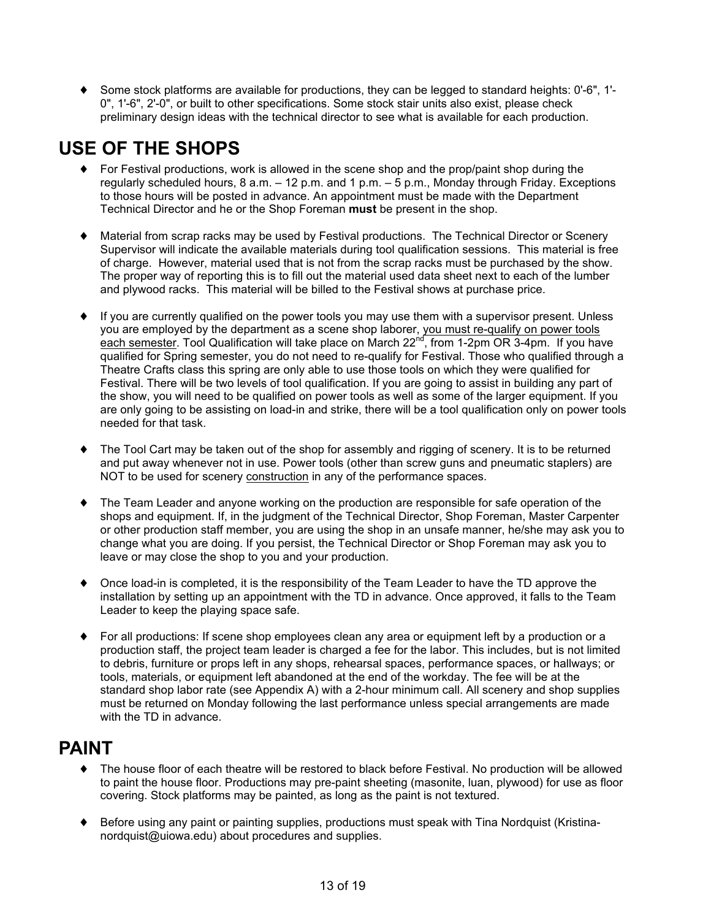- Some stock platforms are available for productions, they can be legged to standard heights: 0'-6", 1'-0", 1'-6", 2'-0", or built to other specifications. Some stock stair units also exist, please check preliminary design ideas with the technical director to see what is available for each production.

## USE OF THE SHOPS

- For Festival productions, work is allowed in the scene shop and the prop/paint shop during the regularly scheduled hours, 8 a.m. – 12 p.m. and 1 p.m. – 5 p.m., Monday through Friday. Exceptions to those hours will be posted in advance. An appointment must be made with the Department Technical Director and he or the Shop Foreman **must** be present in the shop.

- Material from scrap racks may be used by Festival productions. The Technical Director or Scenery Supervisor will indicate the available materials during tool qualification sessions. This material is free of charge. However, material used that is not from the scrap racks must be purchased by the show. The proper way of reporting this is to fill out the material used data sheet next to each of the lumber and plywood racks. This material will be billed to the Festival shows at purchase price.

- If you are currently qualified on the power tools you may use them with a supervisor present. Unless you are employed by the department as a scene shop laborer, <u>you must re-qualify on power tools each semester</u>. Tool Qualification will take place on March 22nd, from 1-2pm OR 3-4pm. If you have qualified for Spring semester, you do not need to re-qualify for Festival. Those who qualified through a Theatre Crafts class this spring are only able to use those tools on which they were qualified for Festival. There will be two levels of tool qualification. If you are going to assist in building any part of the show, you will need to be qualified on power tools as well as some of the larger equipment. If you are only going to be assisting on load-in and strike, there will be a tool qualification only on power tools needed for that task.

- The Tool Cart may be taken out of the shop for assembly and rigging of scenery. It is to be returned and put away whenever not in use. Power tools (other than screw guns and pneumatic staplers) are NOT to be used for scenery <u>construction</u> in any of the performance spaces.

- The Team Leader and anyone working on the production are responsible for safe operation of the shops and equipment. If, in the judgment of the Technical Director, Shop Foreman, Master Carpenter or other production staff member, you are using the shop in an unsafe manner, he/she may ask you to change what you are doing. If you persist, the Technical Director or Shop Foreman may ask you to leave or may close the shop to you and your production.

- Once load-in is completed, it is the responsibility of the Team Leader to have the TD approve the installation by setting up an appointment with the TD in advance. Once approved, it falls to the Team Leader to keep the playing space safe.

- For all productions: If scene shop employees clean any area or equipment left by a production or a production staff, the project team leader is charged a fee for the labor. This includes, but is not limited to debris, furniture or props left in any shops, rehearsal spaces, performance spaces, or hallways; or tools, materials, or equipment left abandoned at the end of the workday. The fee will be at the standard shop labor rate (see Appendix A) with a 2-hour minimum call. All scenery and shop supplies must be returned on Monday following the last performance unless special arrangements are made with the TD in advance.

## PAINT

- The house floor of each theatre will be restored to black before Festival. No production will be allowed to paint the house floor. Productions may pre-paint sheeting (masonite, luan, plywood) for use as floor covering. Stock platforms may be painted, as long as the paint is not textured.

- Before using any paint or painting supplies, productions must speak with Tina Nordquist (Kristina-nordquist@uiowa.edu) about procedures and supplies.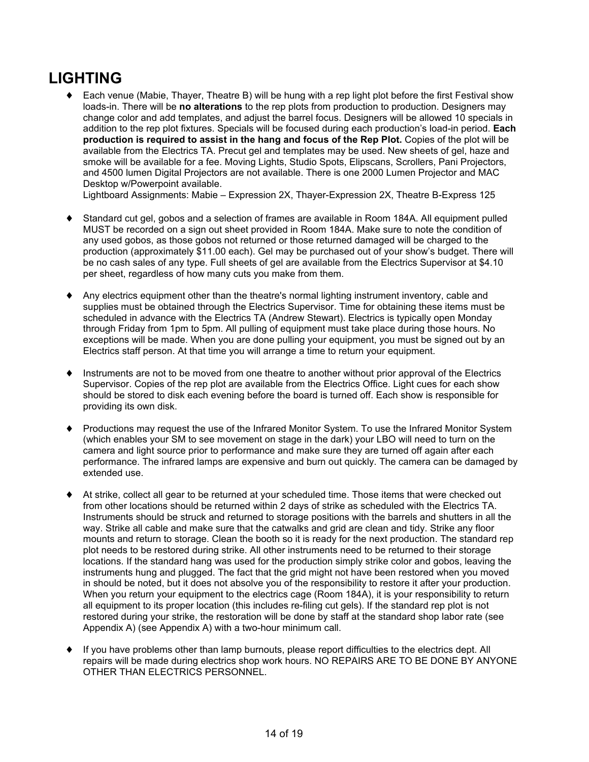# LIGHTING

- Each venue (Mabie, Thayer, Theatre B) will be hung with a rep light plot before the first Festival show loads-in. There will be **no alterations** to the rep plots from production to production. Designers may change color and add templates, and adjust the barrel focus. Designers will be allowed 10 specials in addition to the rep plot fixtures. Specials will be focused during each production's load-in period. **Each production is required to assist in the hang and focus of the Rep Plot.** Copies of the plot will be available from the Electrics TA. Precut gel and templates may be used. New sheets of gel, haze and smoke will be available for a fee. Moving Lights, Studio Spots, Elipscans, Scrollers, Pani Projectors, and 4500 lumen Digital Projectors are not available. There is one 2000 Lumen Projector and MAC Desktop w/Powerpoint available.
  Lightboard Assignments: Mabie – Expression 2X, Thayer-Expression 2X, Theatre B-Express 125

- Standard cut gel, gobos and a selection of frames are available in Room 184A. All equipment pulled MUST be recorded on a sign out sheet provided in Room 184A. Make sure to note the condition of any used gobos, as those gobos not returned or those returned damaged will be charged to the production (approximately $11.00 each). Gel may be purchased out of your show's budget. There will be no cash sales of any type. Full sheets of gel are available from the Electrics Supervisor at $4.10 per sheet, regardless of how many cuts you make from them.

- Any electrics equipment other than the theatre's normal lighting instrument inventory, cable and supplies must be obtained through the Electrics Supervisor. Time for obtaining these items must be scheduled in advance with the Electrics TA (Andrew Stewart). Electrics is typically open Monday through Friday from 1pm to 5pm. All pulling of equipment must take place during those hours. No exceptions will be made. When you are done pulling your equipment, you must be signed out by an Electrics staff person. At that time you will arrange a time to return your equipment.

- Instruments are not to be moved from one theatre to another without prior approval of the Electrics Supervisor. Copies of the rep plot are available from the Electrics Office. Light cues for each show should be stored to disk each evening before the board is turned off. Each show is responsible for providing its own disk.

- Productions may request the use of the Infrared Monitor System. To use the Infrared Monitor System (which enables your SM to see movement on stage in the dark) your LBO will need to turn on the camera and light source prior to performance and make sure they are turned off again after each performance. The infrared lamps are expensive and burn out quickly. The camera can be damaged by extended use.

- At strike, collect all gear to be returned at your scheduled time. Those items that were checked out from other locations should be returned within 2 days of strike as scheduled with the Electrics TA. Instruments should be struck and returned to storage positions with the barrels and shutters in all the way. Strike all cable and make sure that the catwalks and grid are clean and tidy. Strike any floor mounts and return to storage. Clean the booth so it is ready for the next production. The standard rep plot needs to be restored during strike. All other instruments need to be returned to their storage locations. If the standard hang was used for the production simply strike color and gobos, leaving the instruments hung and plugged. The fact that the grid might not have been restored when you moved in should be noted, but it does not absolve you of the responsibility to restore it after your production. When you return your equipment to the electrics cage (Room 184A), it is your responsibility to return all equipment to its proper location (this includes re-filing cut gels). If the standard rep plot is not restored during your strike, the restoration will be done by staff at the standard shop labor rate (see Appendix A) (see Appendix A) with a two-hour minimum call.

- If you have problems other than lamp burnouts, please report difficulties to the electrics dept. All repairs will be made during electrics shop work hours. NO REPAIRS ARE TO BE DONE BY ANYONE OTHER THAN ELECTRICS PERSONNEL.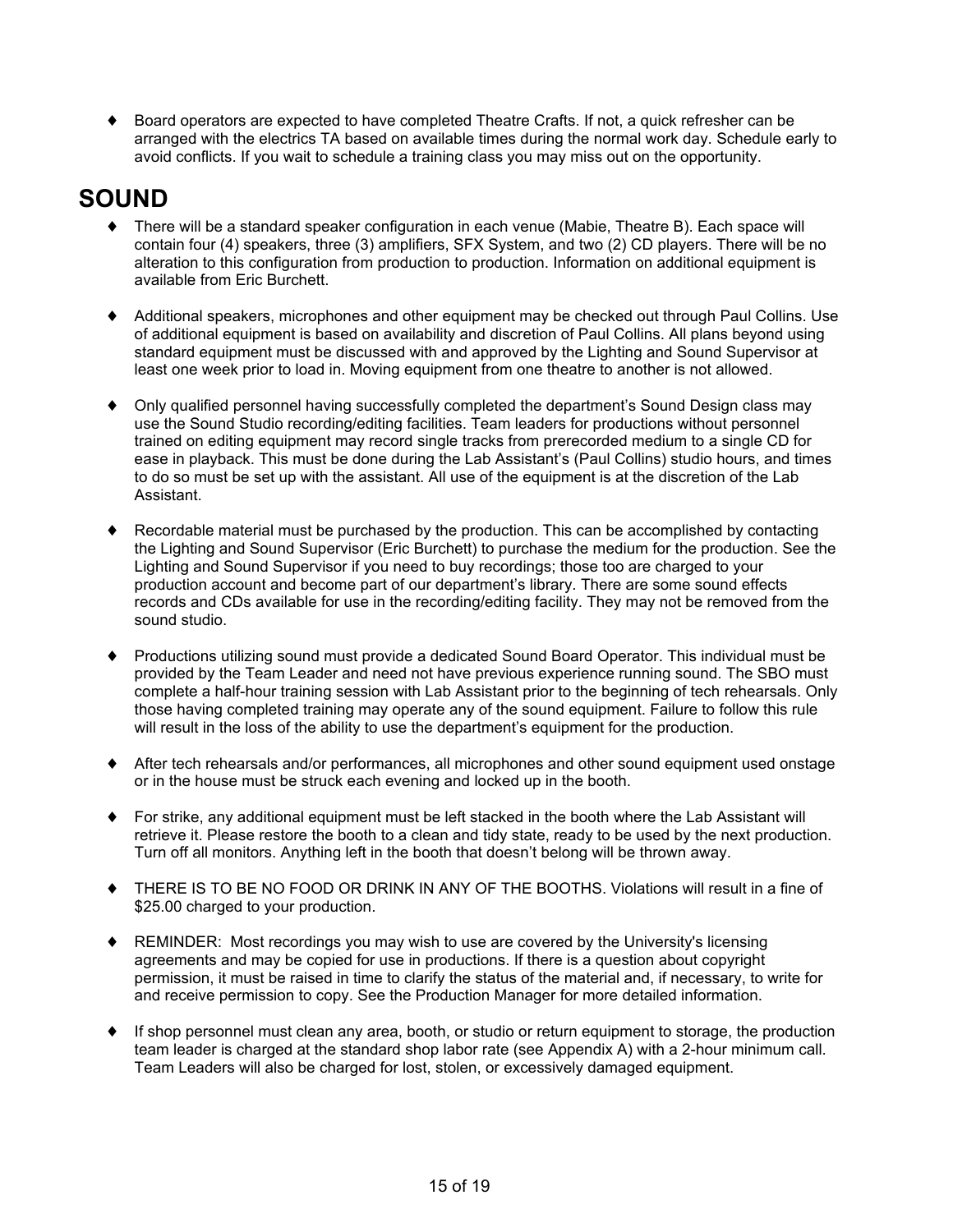- Board operators are expected to have completed Theatre Crafts. If not, a quick refresher can be arranged with the electrics TA based on available times during the normal work day. Schedule early to avoid conflicts. If you wait to schedule a training class you may miss out on the opportunity.

## SOUND

- There will be a standard speaker configuration in each venue (Mabie, Theatre B). Each space will contain four (4) speakers, three (3) amplifiers, SFX System, and two (2) CD players. There will be no alteration to this configuration from production to production. Information on additional equipment is available from Eric Burchett.

- Additional speakers, microphones and other equipment may be checked out through Paul Collins. Use of additional equipment is based on availability and discretion of Paul Collins. All plans beyond using standard equipment must be discussed with and approved by the Lighting and Sound Supervisor at least one week prior to load in. Moving equipment from one theatre to another is not allowed.

- Only qualified personnel having successfully completed the department's Sound Design class may use the Sound Studio recording/editing facilities. Team leaders for productions without personnel trained on editing equipment may record single tracks from prerecorded medium to a single CD for ease in playback. This must be done during the Lab Assistant's (Paul Collins) studio hours, and times to do so must be set up with the assistant. All use of the equipment is at the discretion of the Lab Assistant.

- Recordable material must be purchased by the production. This can be accomplished by contacting the Lighting and Sound Supervisor (Eric Burchett) to purchase the medium for the production. See the Lighting and Sound Supervisor if you need to buy recordings; those too are charged to your production account and become part of our department's library. There are some sound effects records and CDs available for use in the recording/editing facility. They may not be removed from the sound studio.

- Productions utilizing sound must provide a dedicated Sound Board Operator. This individual must be provided by the Team Leader and need not have previous experience running sound. The SBO must complete a half-hour training session with Lab Assistant prior to the beginning of tech rehearsals. Only those having completed training may operate any of the sound equipment. Failure to follow this rule will result in the loss of the ability to use the department's equipment for the production.

- After tech rehearsals and/or performances, all microphones and other sound equipment used onstage or in the house must be struck each evening and locked up in the booth.

- For strike, any additional equipment must be left stacked in the booth where the Lab Assistant will retrieve it. Please restore the booth to a clean and tidy state, ready to be used by the next production. Turn off all monitors. Anything left in the booth that doesn't belong will be thrown away.

- THERE IS TO BE NO FOOD OR DRINK IN ANY OF THE BOOTHS. Violations will result in a fine of $25.00 charged to your production.

- REMINDER: Most recordings you may wish to use are covered by the University's licensing agreements and may be copied for use in productions. If there is a question about copyright permission, it must be raised in time to clarify the status of the material and, if necessary, to write for and receive permission to copy. See the Production Manager for more detailed information.

- If shop personnel must clean any area, booth, or studio or return equipment to storage, the production team leader is charged at the standard shop labor rate (see Appendix A) with a 2-hour minimum call. Team Leaders will also be charged for lost, stolen, or excessively damaged equipment.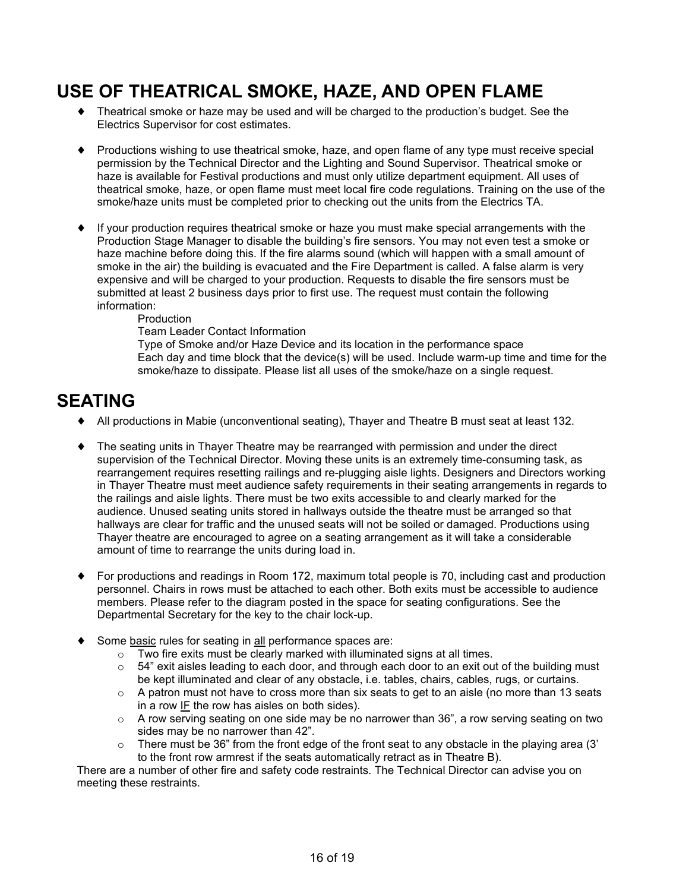## USE OF THEATRICAL SMOKE, HAZE, AND OPEN FLAME

- Theatrical smoke or haze may be used and will be charged to the production's budget. See the Electrics Supervisor for cost estimates.

- Productions wishing to use theatrical smoke, haze, and open flame of any type must receive special permission by the Technical Director and the Lighting and Sound Supervisor. Theatrical smoke or haze is available for Festival productions and must only utilize department equipment. All uses of theatrical smoke, haze, or open flame must meet local fire code regulations. Training on the use of the smoke/haze units must be completed prior to checking out the units from the Electrics TA.

- If your production requires theatrical smoke or haze you must make special arrangements with the Production Stage Manager to disable the building's fire sensors. You may not even test a smoke or haze machine before doing this. If the fire alarms sound (which will happen with a small amount of smoke in the air) the building is evacuated and the Fire Department is called. A false alarm is very expensive and will be charged to your production. Requests to disable the fire sensors must be submitted at least 2 business days prior to first use. The request must contain the following information:

  Production
  Team Leader Contact Information
  Type of Smoke and/or Haze Device and its location in the performance space
  Each day and time block that the device(s) will be used. Include warm-up time and time for the smoke/haze to dissipate. Please list all uses of the smoke/haze on a single request.

## SEATING

- All productions in Mabie (unconventional seating), Thayer and Theatre B must seat at least 132.

- The seating units in Thayer Theatre may be rearranged with permission and under the direct supervision of the Technical Director. Moving these units is an extremely time-consuming task, as rearrangement requires resetting railings and re-plugging aisle lights. Designers and Directors working in Thayer Theatre must meet audience safety requirements in their seating arrangements in regards to the railings and aisle lights. There must be two exits accessible to and clearly marked for the audience. Unused seating units stored in hallways outside the theatre must be arranged so that hallways are clear for traffic and the unused seats will not be soiled or damaged. Productions using Thayer theatre are encouraged to agree on a seating arrangement as it will take a considerable amount of time to rearrange the units during load in.

- For productions and readings in Room 172, maximum total people is 70, including cast and production personnel. Chairs in rows must be attached to each other. Both exits must be accessible to audience members. Please refer to the diagram posted in the space for seating configurations. See the Departmental Secretary for the key to the chair lock-up.

- Some <u>basic</u> rules for seating in <u>all</u> performance spaces are:
  - Two fire exits must be clearly marked with illuminated signs at all times.
  - 54" exit aisles leading to each door, and through each door to an exit out of the building must be kept illuminated and clear of any obstacle, i.e. tables, chairs, cables, rugs, or curtains.
  - A patron must not have to cross more than six seats to get to an aisle (no more than 13 seats in a row <u>IF</u> the row has aisles on both sides).
  - A row serving seating on one side may be no narrower than 36", a row serving seating on two sides may be no narrower than 42".
  - There must be 36" from the front edge of the front seat to any obstacle in the playing area (3' to the front row armrest if the seats automatically retract as in Theatre B).

There are a number of other fire and safety code restraints. The Technical Director can advise you on meeting these restraints.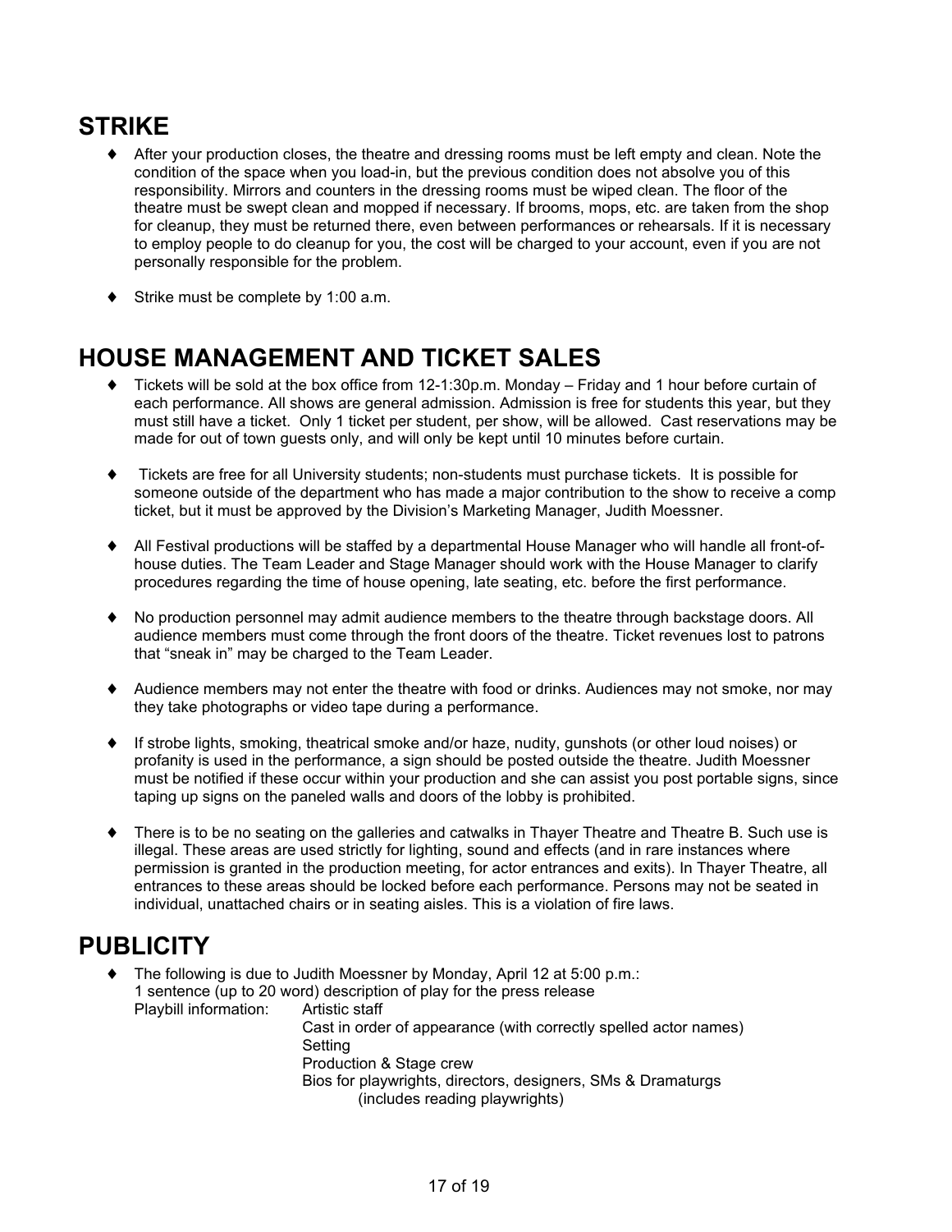## STRIKE

- After your production closes, the theatre and dressing rooms must be left empty and clean. Note the condition of the space when you load-in, but the previous condition does not absolve you of this responsibility. Mirrors and counters in the dressing rooms must be wiped clean. The floor of the theatre must be swept clean and mopped if necessary. If brooms, mops, etc. are taken from the shop for cleanup, they must be returned there, even between performances or rehearsals. If it is necessary to employ people to do cleanup for you, the cost will be charged to your account, even if you are not personally responsible for the problem.
- Strike must be complete by 1:00 a.m.

## HOUSE MANAGEMENT AND TICKET SALES

- Tickets will be sold at the box office from 12-1:30p.m. Monday – Friday and 1 hour before curtain of each performance. All shows are general admission. Admission is free for students this year, but they must still have a ticket. Only 1 ticket per student, per show, will be allowed. Cast reservations may be made for out of town guests only, and will only be kept until 10 minutes before curtain.
- Tickets are free for all University students; non-students must purchase tickets. It is possible for someone outside of the department who has made a major contribution to the show to receive a comp ticket, but it must be approved by the Division's Marketing Manager, Judith Moessner.
- All Festival productions will be staffed by a departmental House Manager who will handle all front-of-house duties. The Team Leader and Stage Manager should work with the House Manager to clarify procedures regarding the time of house opening, late seating, etc. before the first performance.
- No production personnel may admit audience members to the theatre through backstage doors. All audience members must come through the front doors of the theatre. Ticket revenues lost to patrons that "sneak in" may be charged to the Team Leader.
- Audience members may not enter the theatre with food or drinks. Audiences may not smoke, nor may they take photographs or video tape during a performance.
- If strobe lights, smoking, theatrical smoke and/or haze, nudity, gunshots (or other loud noises) or profanity is used in the performance, a sign should be posted outside the theatre. Judith Moessner must be notified if these occur within your production and she can assist you post portable signs, since taping up signs on the paneled walls and doors of the lobby is prohibited.
- There is to be no seating on the galleries and catwalks in Thayer Theatre and Theatre B. Such use is illegal. These areas are used strictly for lighting, sound and effects (and in rare instances where permission is granted in the production meeting, for actor entrances and exits). In Thayer Theatre, all entrances to these areas should be locked before each performance. Persons may not be seated in individual, unattached chairs or in seating aisles. This is a violation of fire laws.

## PUBLICITY

- The following is due to Judith Moessner by Monday, April 12 at 5:00 p.m.:
  1 sentence (up to 20 word) description of play for the press release
  Playbill information:
  - Artistic staff
  - Cast in order of appearance (with correctly spelled actor names)
  - Setting
  - Production & Stage crew
  - Bios for playwrights, directors, designers, SMs & Dramaturgs (includes reading playwrights)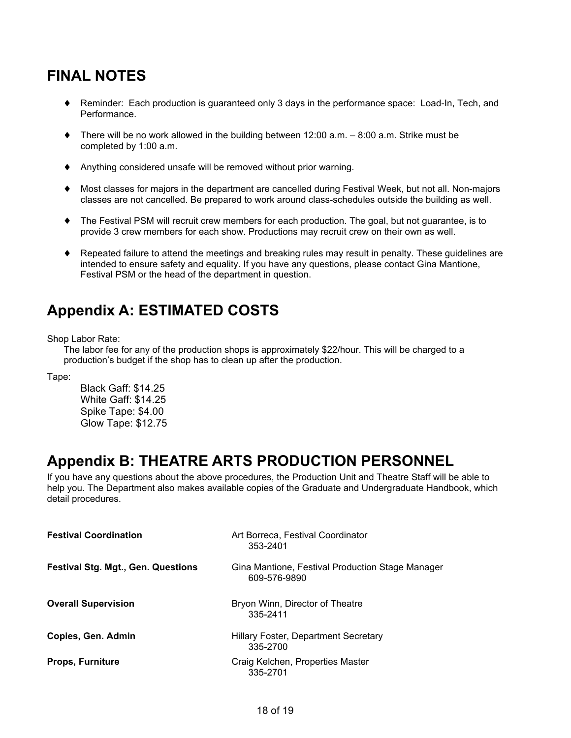## FINAL NOTES

- Reminder: Each production is guaranteed only 3 days in the performance space: Load-In, Tech, and Performance.
- There will be no work allowed in the building between 12:00 a.m. – 8:00 a.m. Strike must be completed by 1:00 a.m.
- Anything considered unsafe will be removed without prior warning.
- Most classes for majors in the department are cancelled during Festival Week, but not all. Non-majors classes are not cancelled. Be prepared to work around class-schedules outside the building as well.
- The Festival PSM will recruit crew members for each production. The goal, but not guarantee, is to provide 3 crew members for each show. Productions may recruit crew on their own as well.
- Repeated failure to attend the meetings and breaking rules may result in penalty. These guidelines are intended to ensure safety and equality. If you have any questions, please contact Gina Mantione, Festival PSM or the head of the department in question.

## Appendix A: ESTIMATED COSTS

Shop Labor Rate:

The labor fee for any of the production shops is approximately $22/hour. This will be charged to a production's budget if the shop has to clean up after the production.

Tape:

Black Gaff: $14.25
White Gaff: $14.25
Spike Tape: $4.00
Glow Tape: $12.75

## Appendix B: THEATRE ARTS PRODUCTION PERSONNEL

If you have any questions about the above procedures, the Production Unit and Theatre Staff will be able to help you. The Department also makes available copies of the Graduate and Undergraduate Handbook, which detail procedures.

| | |
|---|---|
| **Festival Coordination** | Art Borreca, Festival Coordinator<br>353-2401 |
| **Festival Stg. Mgt., Gen. Questions** | Gina Mantione, Festival Production Stage Manager<br>609-576-9890 |
| **Overall Supervision** | Bryon Winn, Director of Theatre<br>335-2411 |
| **Copies, Gen. Admin** | Hillary Foster, Department Secretary<br>335-2700 |
| **Props, Furniture** | Craig Kelchen, Properties Master<br>335-2701 |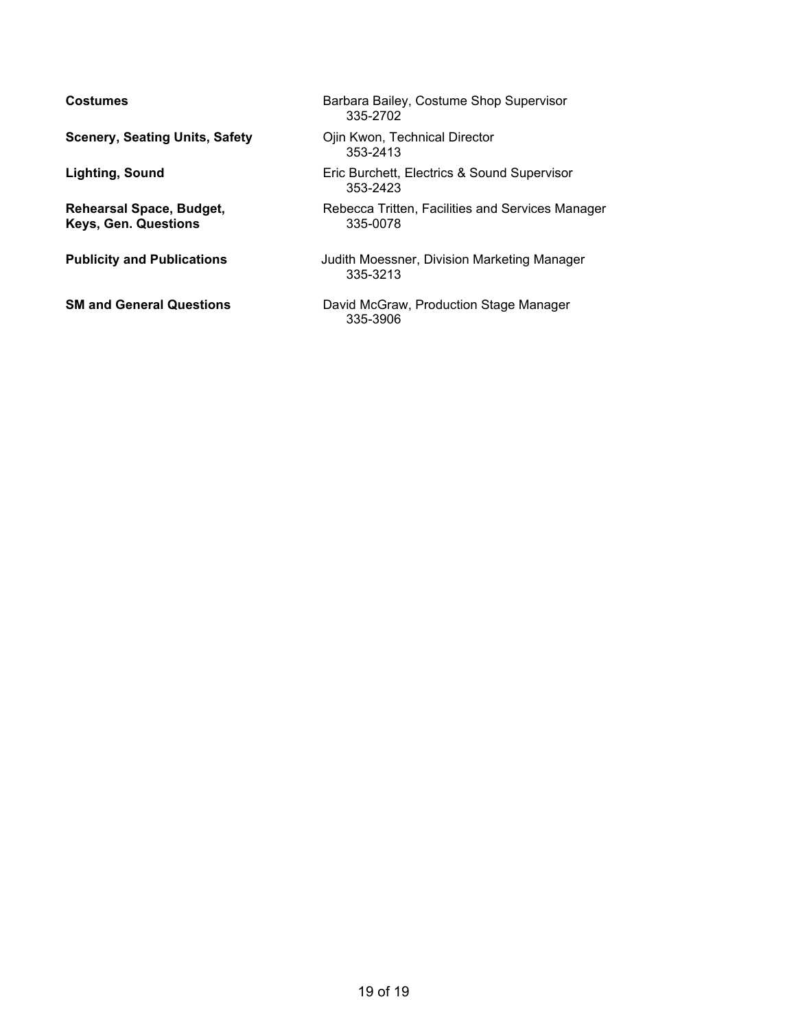| | |
|---|---|
| **Costumes** | Barbara Bailey, Costume Shop Supervisor<br>335-2702 |
| **Scenery, Seating Units, Safety** | Ojin Kwon, Technical Director<br>353-2413 |
| **Lighting, Sound** | Eric Burchett, Electrics & Sound Supervisor<br>353-2423 |
| **Rehearsal Space, Budget, Keys, Gen. Questions** | Rebecca Tritten, Facilities and Services Manager<br>335-0078 |
| **Publicity and Publications** | Judith Moessner, Division Marketing Manager<br>335-3213 |
| **SM and General Questions** | David McGraw, Production Stage Manager<br>335-3906 |